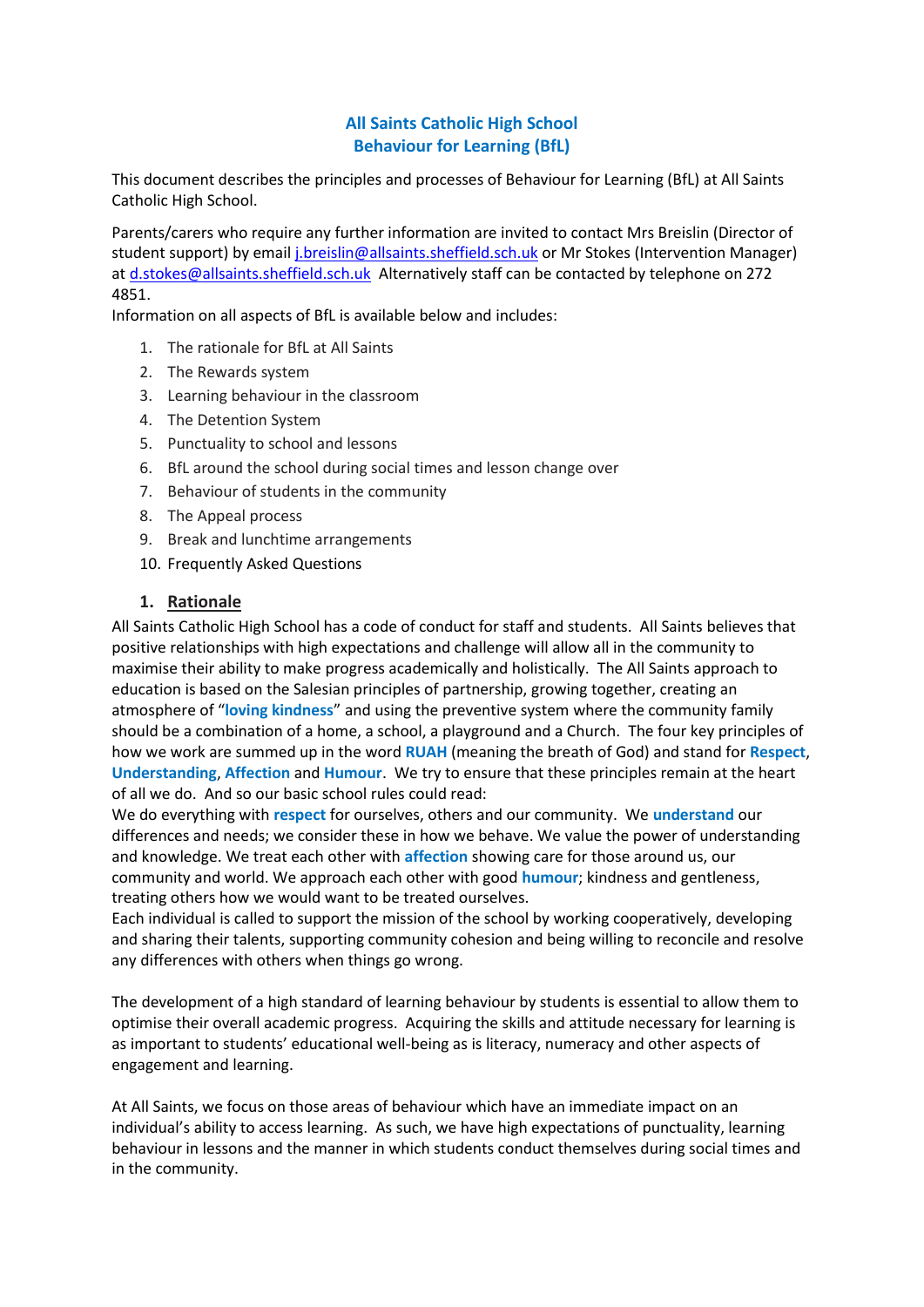# All Saints Catholic High School
## Behaviour for Learning (BfL)

This document describes the principles and processes of Behaviour for Learning (BfL) at All Saints Catholic High School.

Parents/carers who require any further information are invited to contact Mrs Breislin (Director of student support) by email j.breislin@allsaints.sheffield.sch.uk or Mr Stokes (Intervention Manager) at d.stokes@allsaints.sheffield.sch.uk Alternatively staff can be contacted by telephone on 272 4851.

Information on all aspects of BfL is available below and includes:

1. The rationale for BfL at All Saints
2. The Rewards system
3. Learning behaviour in the classroom
4. The Detention System
5. Punctuality to school and lessons
6. BfL around the school during social times and lesson change over
7. Behaviour of students in the community
8. The Appeal process
9. Break and lunchtime arrangements
10. Frequently Asked Questions

### 1. Rationale

All Saints Catholic High School has a code of conduct for staff and students. All Saints believes that positive relationships with high expectations and challenge will allow all in the community to maximise their ability to make progress academically and holistically. The All Saints approach to education is based on the Salesian principles of partnership, growing together, creating an atmosphere of "**loving kindness**" and using the preventive system where the community family should be a combination of a home, a school, a playground and a Church. The four key principles of how we work are summed up in the word **RUAH** (meaning the breath of God) and stand for **Respect**, **Understanding**, **Affection** and **Humour**. We try to ensure that these principles remain at the heart of all we do. And so our basic school rules could read:

We do everything with **respect** for ourselves, others and our community. We **understand** our differences and needs; we consider these in how we behave. We value the power of understanding and knowledge. We treat each other with **affection** showing care for those around us, our community and world. We approach each other with good **humour**; kindness and gentleness, treating others how we would want to be treated ourselves.

Each individual is called to support the mission of the school by working cooperatively, developing and sharing their talents, supporting community cohesion and being willing to reconcile and resolve any differences with others when things go wrong.

The development of a high standard of learning behaviour by students is essential to allow them to optimise their overall academic progress. Acquiring the skills and attitude necessary for learning is as important to students' educational well-being as is literacy, numeracy and other aspects of engagement and learning.

At All Saints, we focus on those areas of behaviour which have an immediate impact on an individual's ability to access learning. As such, we have high expectations of punctuality, learning behaviour in lessons and the manner in which students conduct themselves during social times and in the community.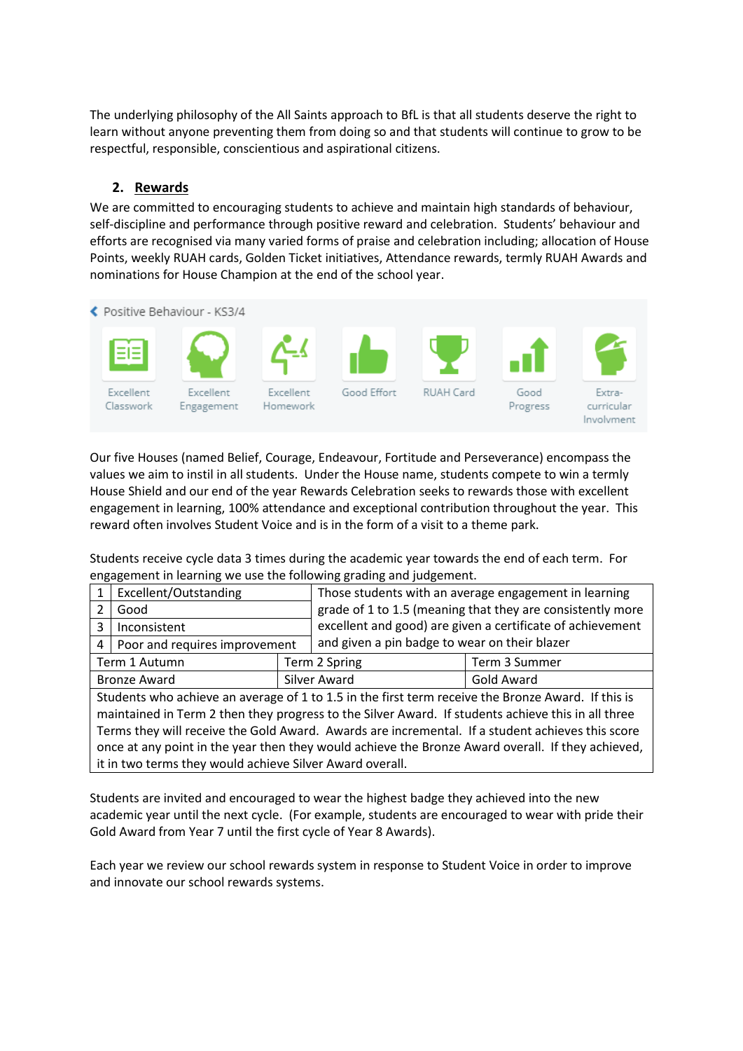The underlying philosophy of the All Saints approach to BfL is that all students deserve the right to learn without anyone preventing them from doing so and that students will continue to grow to be respectful, responsible, conscientious and aspirational citizens.

## 2. Rewards

We are committed to encouraging students to achieve and maintain high standards of behaviour, self-discipline and performance through positive reward and celebration. Students' behaviour and efforts are recognised via many varied forms of praise and celebration including; allocation of House Points, weekly RUAH cards, Golden Ticket initiatives, Attendance rewards, termly RUAH Awards and nominations for House Champion at the end of the school year.

Positive Behaviour - KS3/4

Excellent Classwork | Excellent Engagement | Excellent Homework | Good Effort | RUAH Card | Good Progress | Extra-curricular Involvment

Our five Houses (named Belief, Courage, Endeavour, Fortitude and Perseverance) encompass the values we aim to instil in all students. Under the House name, students compete to win a termly House Shield and our end of the year Rewards Celebration seeks to rewards those with excellent engagement in learning, 100% attendance and exceptional contribution throughout the year. This reward often involves Student Voice and is in the form of a visit to a theme park.

Students receive cycle data 3 times during the academic year towards the end of each term. For engagement in learning we use the following grading and judgement.

| | | |
|---|---|---|
| 1 | Excellent/Outstanding | Those students with an average engagement in learning grade of 1 to 1.5 (meaning that they are consistently more excellent and good) are given a certificate of achievement and given a pin badge to wear on their blazer |
| 2 | Good | |
| 3 | Inconsistent | |
| 4 | Poor and requires improvement | |

| Term 1 Autumn | Term 2 Spring | Term 3 Summer |
|---|---|---|
| Bronze Award | Silver Award | Gold Award |
| Students who achieve an average of 1 to 1.5 in the first term receive the Bronze Award. If this is maintained in Term 2 then they progress to the Silver Award. If students achieve this in all three Terms they will receive the Gold Award. Awards are incremental. If a student achieves this score once at any point in the year then they would achieve the Bronze Award overall. If they achieved, it in two terms they would achieve Silver Award overall. | | |

Students are invited and encouraged to wear the highest badge they achieved into the new academic year until the next cycle. (For example, students are encouraged to wear with pride their Gold Award from Year 7 until the first cycle of Year 8 Awards).

Each year we review our school rewards system in response to Student Voice in order to improve and innovate our school rewards systems.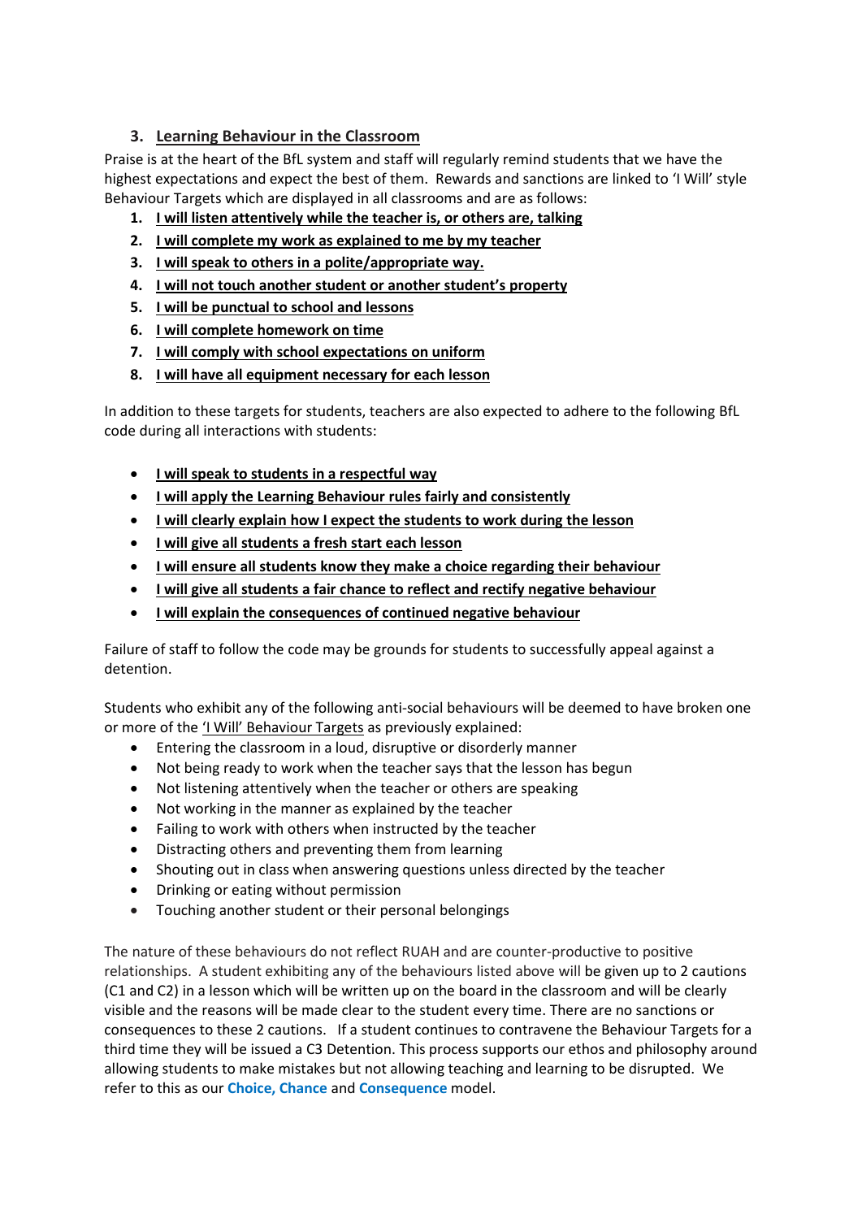## 3. Learning Behaviour in the Classroom

Praise is at the heart of the BfL system and staff will regularly remind students that we have the highest expectations and expect the best of them. Rewards and sanctions are linked to 'I Will' style Behaviour Targets which are displayed in all classrooms and are as follows:

1. **I will listen attentively while the teacher is, or others are, talking**
2. **I will complete my work as explained to me by my teacher**
3. **I will speak to others in a polite/appropriate way.**
4. **I will not touch another student or another student's property**
5. **I will be punctual to school and lessons**
6. **I will complete homework on time**
7. **I will comply with school expectations on uniform**
8. **I will have all equipment necessary for each lesson**

In addition to these targets for students, teachers are also expected to adhere to the following BfL code during all interactions with students:

- **I will speak to students in a respectful way**
- **I will apply the Learning Behaviour rules fairly and consistently**
- **I will clearly explain how I expect the students to work during the lesson**
- **I will give all students a fresh start each lesson**
- **I will ensure all students know they make a choice regarding their behaviour**
- **I will give all students a fair chance to reflect and rectify negative behaviour**
- **I will explain the consequences of continued negative behaviour**

Failure of staff to follow the code may be grounds for students to successfully appeal against a detention.

Students who exhibit any of the following anti-social behaviours will be deemed to have broken one or more of the 'I Will' Behaviour Targets as previously explained:

- Entering the classroom in a loud, disruptive or disorderly manner
- Not being ready to work when the teacher says that the lesson has begun
- Not listening attentively when the teacher or others are speaking
- Not working in the manner as explained by the teacher
- Failing to work with others when instructed by the teacher
- Distracting others and preventing them from learning
- Shouting out in class when answering questions unless directed by the teacher
- Drinking or eating without permission
- Touching another student or their personal belongings

The nature of these behaviours do not reflect RUAH and are counter-productive to positive relationships. A student exhibiting any of the behaviours listed above will be given up to 2 cautions (C1 and C2) in a lesson which will be written up on the board in the classroom and will be clearly visible and the reasons will be made clear to the student every time. There are no sanctions or consequences to these 2 cautions. If a student continues to contravene the Behaviour Targets for a third time they will be issued a C3 Detention. This process supports our ethos and philosophy around allowing students to make mistakes but not allowing teaching and learning to be disrupted. We refer to this as our **Choice, Chance** and **Consequence** model.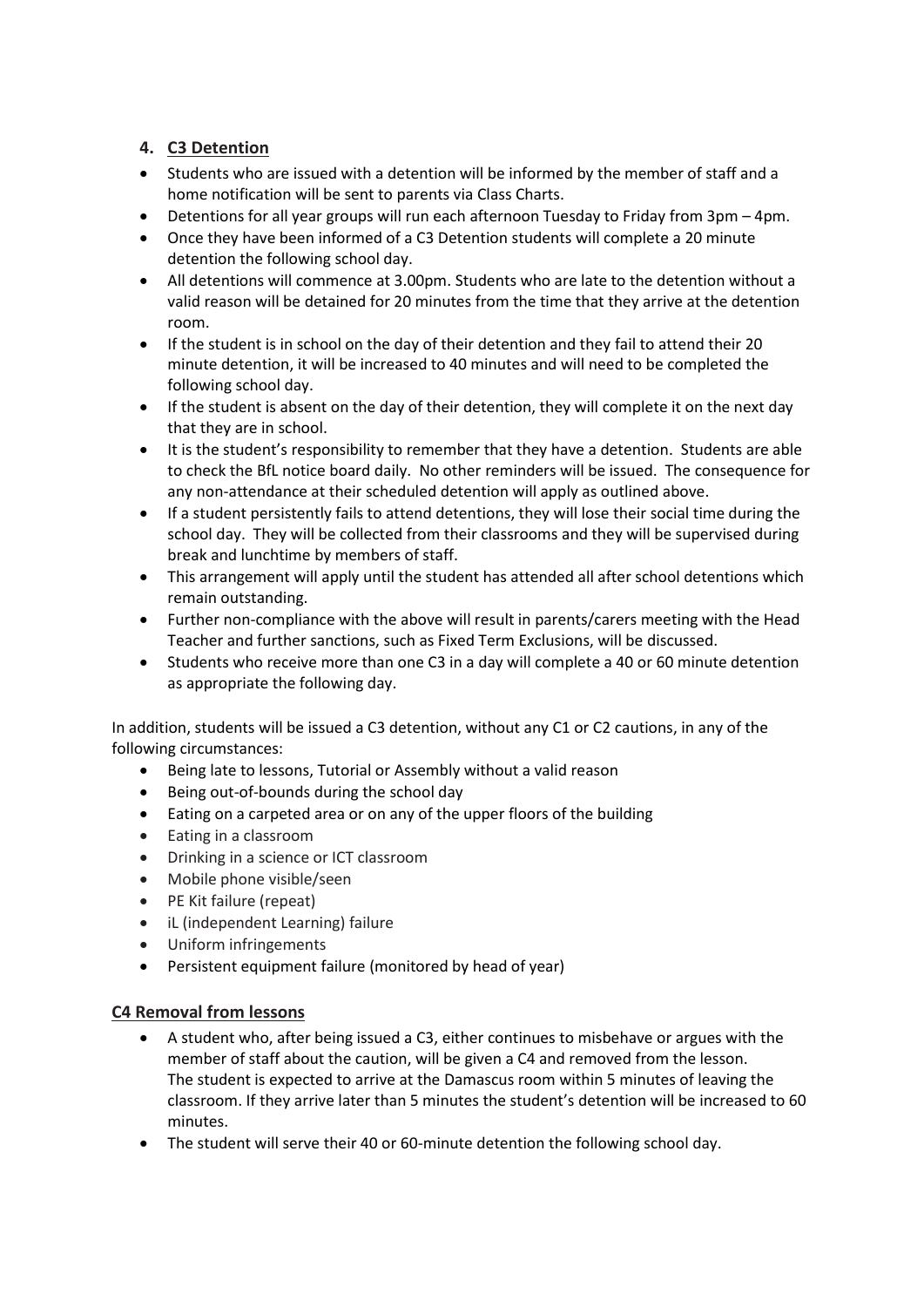## 4. C3 Detention

- Students who are issued with a detention will be informed by the member of staff and a home notification will be sent to parents via Class Charts.
- Detentions for all year groups will run each afternoon Tuesday to Friday from 3pm – 4pm.
- Once they have been informed of a C3 Detention students will complete a 20 minute detention the following school day.
- All detentions will commence at 3.00pm. Students who are late to the detention without a valid reason will be detained for 20 minutes from the time that they arrive at the detention room.
- If the student is in school on the day of their detention and they fail to attend their 20 minute detention, it will be increased to 40 minutes and will need to be completed the following school day.
- If the student is absent on the day of their detention, they will complete it on the next day that they are in school.
- It is the student's responsibility to remember that they have a detention. Students are able to check the BfL notice board daily. No other reminders will be issued. The consequence for any non-attendance at their scheduled detention will apply as outlined above.
- If a student persistently fails to attend detentions, they will lose their social time during the school day. They will be collected from their classrooms and they will be supervised during break and lunchtime by members of staff.
- This arrangement will apply until the student has attended all after school detentions which remain outstanding.
- Further non-compliance with the above will result in parents/carers meeting with the Head Teacher and further sanctions, such as Fixed Term Exclusions, will be discussed.
- Students who receive more than one C3 in a day will complete a 40 or 60 minute detention as appropriate the following day.

In addition, students will be issued a C3 detention, without any C1 or C2 cautions, in any of the following circumstances:

- Being late to lessons, Tutorial or Assembly without a valid reason
- Being out-of-bounds during the school day
- Eating on a carpeted area or on any of the upper floors of the building
- Eating in a classroom
- Drinking in a science or ICT classroom
- Mobile phone visible/seen
- PE Kit failure (repeat)
- iL (independent Learning) failure
- Uniform infringements
- Persistent equipment failure (monitored by head of year)

## C4 Removal from lessons

- A student who, after being issued a C3, either continues to misbehave or argues with the member of staff about the caution, will be given a C4 and removed from the lesson. The student is expected to arrive at the Damascus room within 5 minutes of leaving the classroom. If they arrive later than 5 minutes the student's detention will be increased to 60 minutes.
- The student will serve their 40 or 60-minute detention the following school day.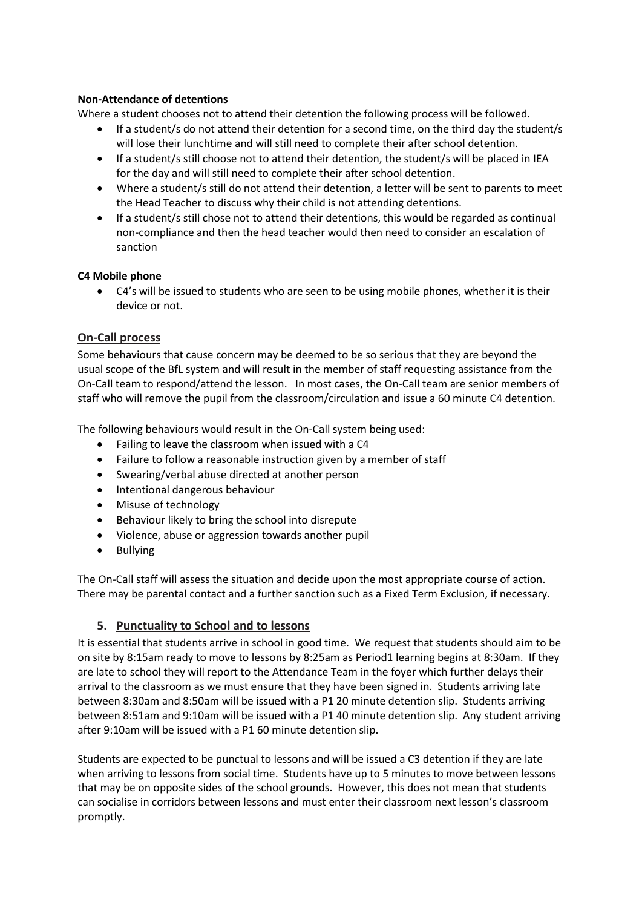**Non-Attendance of detentions**

Where a student chooses not to attend their detention the following process will be followed.

- If a student/s do not attend their detention for a second time, on the third day the student/s will lose their lunchtime and will still need to complete their after school detention.
- If a student/s still choose not to attend their detention, the student/s will be placed in IEA for the day and will still need to complete their after school detention.
- Where a student/s still do not attend their detention, a letter will be sent to parents to meet the Head Teacher to discuss why their child is not attending detentions.
- If a student/s still chose not to attend their detentions, this would be regarded as continual non-compliance and then the head teacher would then need to consider an escalation of sanction

**C4 Mobile phone**

- C4's will be issued to students who are seen to be using mobile phones, whether it is their device or not.

## On-Call process

Some behaviours that cause concern may be deemed to be so serious that they are beyond the usual scope of the BfL system and will result in the member of staff requesting assistance from the On-Call team to respond/attend the lesson. In most cases, the On-Call team are senior members of staff who will remove the pupil from the classroom/circulation and issue a 60 minute C4 detention.

The following behaviours would result in the On-Call system being used:

- Failing to leave the classroom when issued with a C4
- Failure to follow a reasonable instruction given by a member of staff
- Swearing/verbal abuse directed at another person
- Intentional dangerous behaviour
- Misuse of technology
- Behaviour likely to bring the school into disrepute
- Violence, abuse or aggression towards another pupil
- Bullying

The On-Call staff will assess the situation and decide upon the most appropriate course of action. There may be parental contact and a further sanction such as a Fixed Term Exclusion, if necessary.

## 5. Punctuality to School and to lessons

It is essential that students arrive in school in good time. We request that students should aim to be on site by 8:15am ready to move to lessons by 8:25am as Period1 learning begins at 8:30am. If they are late to school they will report to the Attendance Team in the foyer which further delays their arrival to the classroom as we must ensure that they have been signed in. Students arriving late between 8:30am and 8:50am will be issued with a P1 20 minute detention slip. Students arriving between 8:51am and 9:10am will be issued with a P1 40 minute detention slip. Any student arriving after 9:10am will be issued with a P1 60 minute detention slip.

Students are expected to be punctual to lessons and will be issued a C3 detention if they are late when arriving to lessons from social time. Students have up to 5 minutes to move between lessons that may be on opposite sides of the school grounds. However, this does not mean that students can socialise in corridors between lessons and must enter their classroom next lesson's classroom promptly.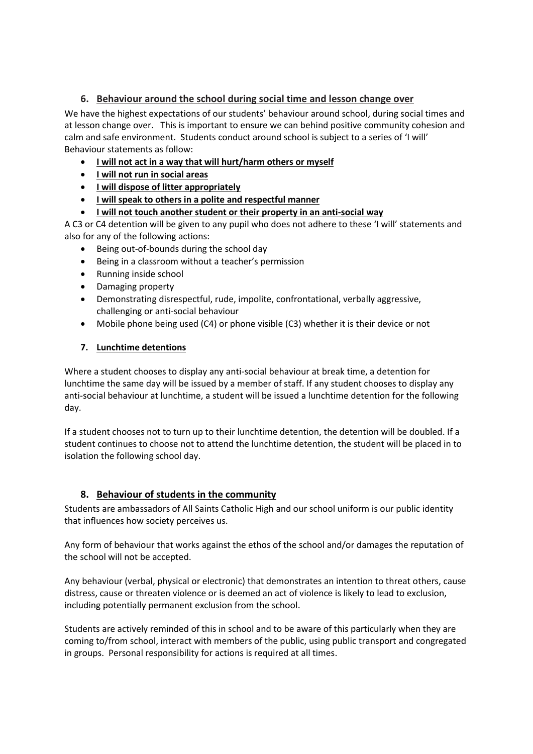## 6. Behaviour around the school during social time and lesson change over

We have the highest expectations of our students' behaviour around school, during social times and at lesson change over. This is important to ensure we can behind positive community cohesion and calm and safe environment. Students conduct around school is subject to a series of 'I will' Behaviour statements as follow:

- **I will not act in a way that will hurt/harm others or myself**
- **I will not run in social areas**
- **I will dispose of litter appropriately**
- **I will speak to others in a polite and respectful manner**
- **I will not touch another student or their property in an anti-social way**

A C3 or C4 detention will be given to any pupil who does not adhere to these 'I will' statements and also for any of the following actions:

- Being out-of-bounds during the school day
- Being in a classroom without a teacher's permission
- Running inside school
- Damaging property
- Demonstrating disrespectful, rude, impolite, confrontational, verbally aggressive, challenging or anti-social behaviour
- Mobile phone being used (C4) or phone visible (C3) whether it is their device or not

## 7. Lunchtime detentions

Where a student chooses to display any anti-social behaviour at break time, a detention for lunchtime the same day will be issued by a member of staff. If any student chooses to display any anti-social behaviour at lunchtime, a student will be issued a lunchtime detention for the following day.

If a student chooses not to turn up to their lunchtime detention, the detention will be doubled. If a student continues to choose not to attend the lunchtime detention, the student will be placed in to isolation the following school day.

## 8. Behaviour of students in the community

Students are ambassadors of All Saints Catholic High and our school uniform is our public identity that influences how society perceives us.

Any form of behaviour that works against the ethos of the school and/or damages the reputation of the school will not be accepted.

Any behaviour (verbal, physical or electronic) that demonstrates an intention to threat others, cause distress, cause or threaten violence or is deemed an act of violence is likely to lead to exclusion, including potentially permanent exclusion from the school.

Students are actively reminded of this in school and to be aware of this particularly when they are coming to/from school, interact with members of the public, using public transport and congregated in groups. Personal responsibility for actions is required at all times.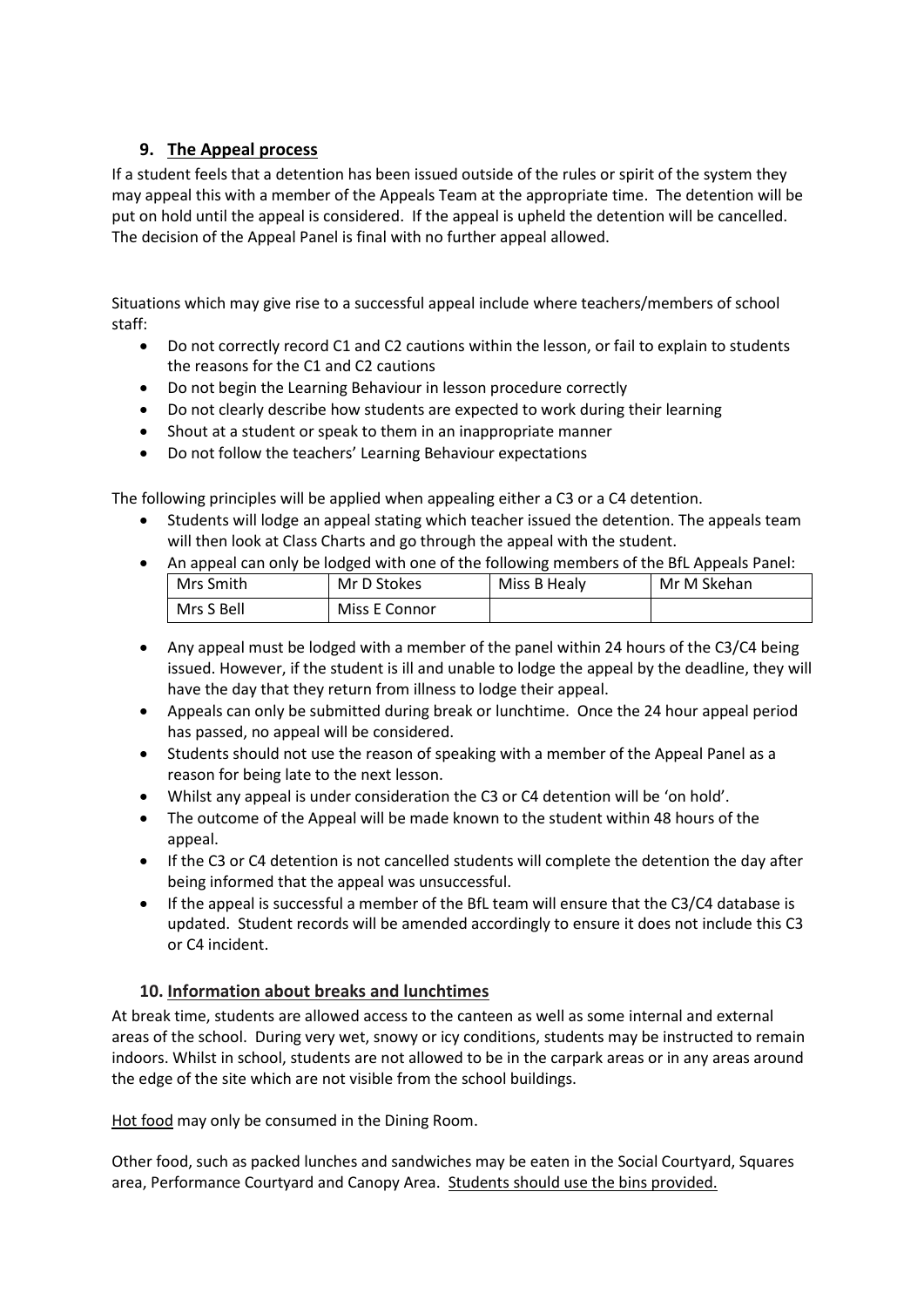## 9. The Appeal process

If a student feels that a detention has been issued outside of the rules or spirit of the system they may appeal this with a member of the Appeals Team at the appropriate time. The detention will be put on hold until the appeal is considered. If the appeal is upheld the detention will be cancelled. The decision of the Appeal Panel is final with no further appeal allowed.

Situations which may give rise to a successful appeal include where teachers/members of school staff:

- Do not correctly record C1 and C2 cautions within the lesson, or fail to explain to students the reasons for the C1 and C2 cautions
- Do not begin the Learning Behaviour in lesson procedure correctly
- Do not clearly describe how students are expected to work during their learning
- Shout at a student or speak to them in an inappropriate manner
- Do not follow the teachers' Learning Behaviour expectations

The following principles will be applied when appealing either a C3 or a C4 detention.

- Students will lodge an appeal stating which teacher issued the detention. The appeals team will then look at Class Charts and go through the appeal with the student.
- An appeal can only be lodged with one of the following members of the BfL Appeals Panel:

| Mrs Smith | Mr D Stokes | Miss B Healy | Mr M Skehan |
|---|---|---|---|
| Mrs S Bell | Miss E Connor | | |

- Any appeal must be lodged with a member of the panel within 24 hours of the C3/C4 being issued. However, if the student is ill and unable to lodge the appeal by the deadline, they will have the day that they return from illness to lodge their appeal.
- Appeals can only be submitted during break or lunchtime. Once the 24 hour appeal period has passed, no appeal will be considered.
- Students should not use the reason of speaking with a member of the Appeal Panel as a reason for being late to the next lesson.
- Whilst any appeal is under consideration the C3 or C4 detention will be 'on hold'.
- The outcome of the Appeal will be made known to the student within 48 hours of the appeal.
- If the C3 or C4 detention is not cancelled students will complete the detention the day after being informed that the appeal was unsuccessful.
- If the appeal is successful a member of the BfL team will ensure that the C3/C4 database is updated. Student records will be amended accordingly to ensure it does not include this C3 or C4 incident.

## 10. Information about breaks and lunchtimes

At break time, students are allowed access to the canteen as well as some internal and external areas of the school. During very wet, snowy or icy conditions, students may be instructed to remain indoors. Whilst in school, students are not allowed to be in the carpark areas or in any areas around the edge of the site which are not visible from the school buildings.

Hot food may only be consumed in the Dining Room.

Other food, such as packed lunches and sandwiches may be eaten in the Social Courtyard, Squares area, Performance Courtyard and Canopy Area. Students should use the bins provided.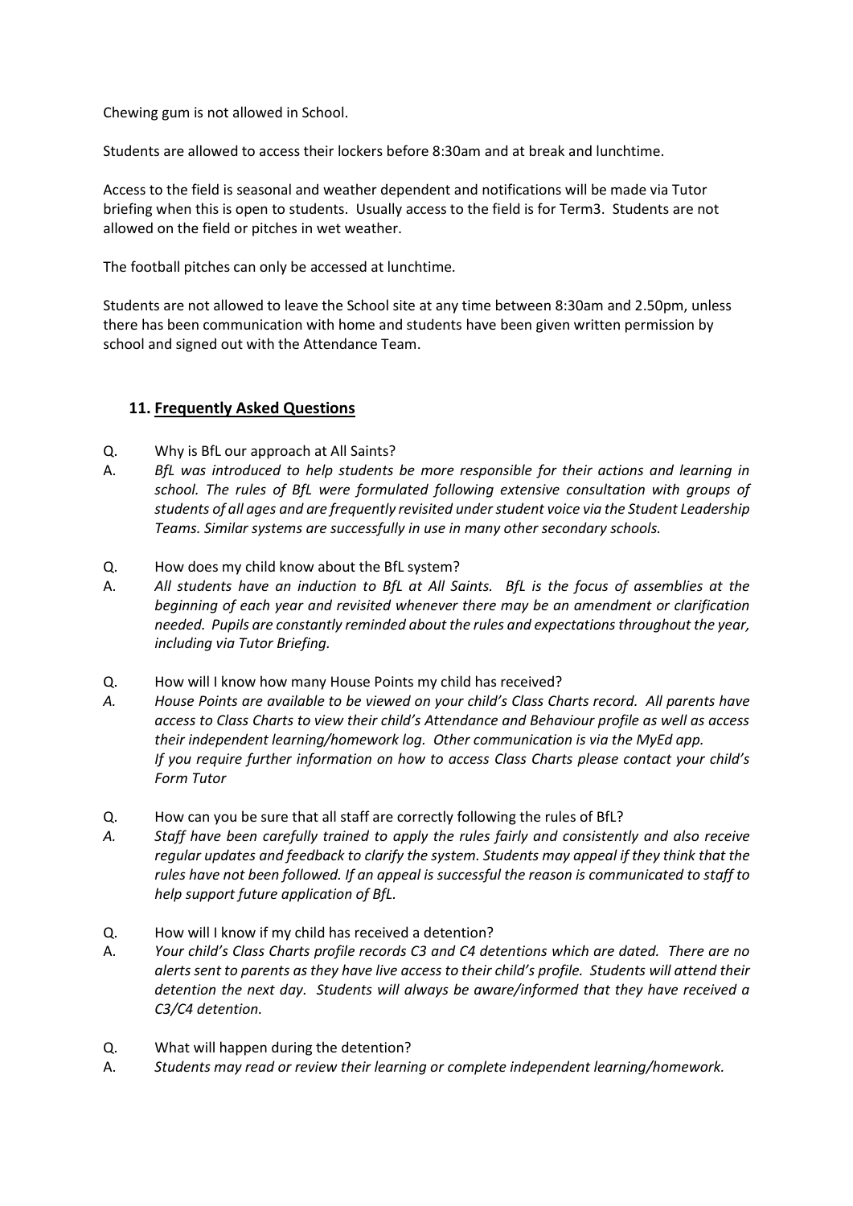Chewing gum is not allowed in School.

Students are allowed to access their lockers before 8:30am and at break and lunchtime.

Access to the field is seasonal and weather dependent and notifications will be made via Tutor briefing when this is open to students. Usually access to the field is for Term3. Students are not allowed on the field or pitches in wet weather.

The football pitches can only be accessed at lunchtime.

Students are not allowed to leave the School site at any time between 8:30am and 2.50pm, unless there has been communication with home and students have been given written permission by school and signed out with the Attendance Team.

## 11. Frequently Asked Questions

Q. Why is BfL our approach at All Saints?

A. *BfL was introduced to help students be more responsible for their actions and learning in school. The rules of BfL were formulated following extensive consultation with groups of students of all ages and are frequently revisited under student voice via the Student Leadership Teams. Similar systems are successfully in use in many other secondary schools.*

Q. How does my child know about the BfL system?

A. *All students have an induction to BfL at All Saints. BfL is the focus of assemblies at the beginning of each year and revisited whenever there may be an amendment or clarification needed. Pupils are constantly reminded about the rules and expectations throughout the year, including via Tutor Briefing.*

Q. How will I know how many House Points my child has received?

A. *House Points are available to be viewed on your child's Class Charts record. All parents have access to Class Charts to view their child's Attendance and Behaviour profile as well as access their independent learning/homework log. Other communication is via the MyEd app.*
*If you require further information on how to access Class Charts please contact your child's Form Tutor*

Q. How can you be sure that all staff are correctly following the rules of BfL?

A. *Staff have been carefully trained to apply the rules fairly and consistently and also receive regular updates and feedback to clarify the system. Students may appeal if they think that the rules have not been followed. If an appeal is successful the reason is communicated to staff to help support future application of BfL.*

Q. How will I know if my child has received a detention?

A. *Your child's Class Charts profile records C3 and C4 detentions which are dated. There are no alerts sent to parents as they have live access to their child's profile. Students will attend their detention the next day. Students will always be aware/informed that they have received a C3/C4 detention.*

Q. What will happen during the detention?

A. *Students may read or review their learning or complete independent learning/homework.*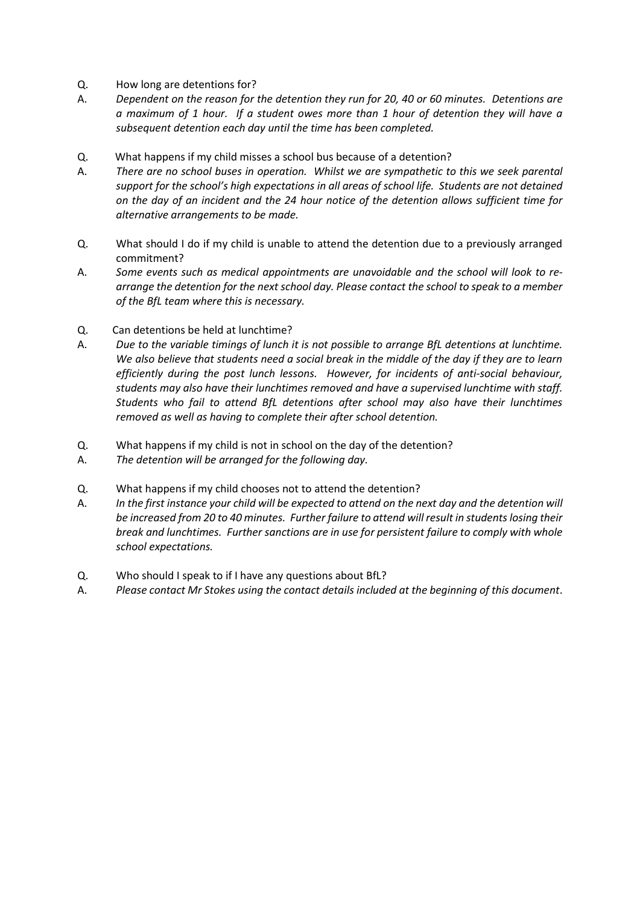Q. How long are detentions for?

A. *Dependent on the reason for the detention they run for 20, 40 or 60 minutes. Detentions are a maximum of 1 hour. If a student owes more than 1 hour of detention they will have a subsequent detention each day until the time has been completed.*

Q. What happens if my child misses a school bus because of a detention?

A. *There are no school buses in operation. Whilst we are sympathetic to this we seek parental support for the school's high expectations in all areas of school life. Students are not detained on the day of an incident and the 24 hour notice of the detention allows sufficient time for alternative arrangements to be made.*

Q. What should I do if my child is unable to attend the detention due to a previously arranged commitment?

A. *Some events such as medical appointments are unavoidable and the school will look to re-arrange the detention for the next school day. Please contact the school to speak to a member of the BfL team where this is necessary.*

Q. Can detentions be held at lunchtime?

A. *Due to the variable timings of lunch it is not possible to arrange BfL detentions at lunchtime. We also believe that students need a social break in the middle of the day if they are to learn efficiently during the post lunch lessons. However, for incidents of anti-social behaviour, students may also have their lunchtimes removed and have a supervised lunchtime with staff. Students who fail to attend BfL detentions after school may also have their lunchtimes removed as well as having to complete their after school detention.*

Q. What happens if my child is not in school on the day of the detention?

A. *The detention will be arranged for the following day.*

Q. What happens if my child chooses not to attend the detention?

A. *In the first instance your child will be expected to attend on the next day and the detention will be increased from 20 to 40 minutes. Further failure to attend will result in students losing their break and lunchtimes. Further sanctions are in use for persistent failure to comply with whole school expectations.*

Q. Who should I speak to if I have any questions about BfL?

A. *Please contact Mr Stokes using the contact details included at the beginning of this document*.